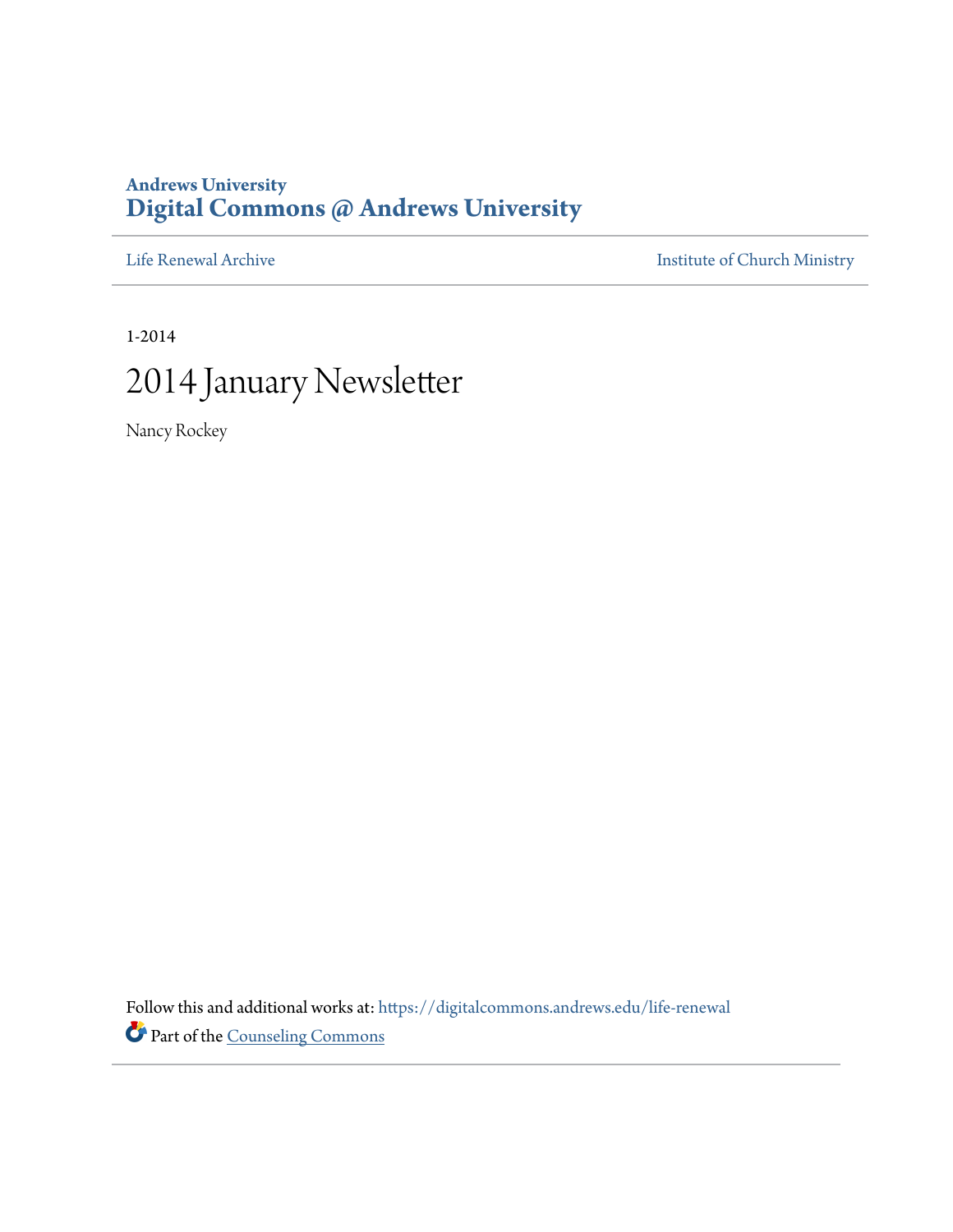**Andrews University**
**Digital Commons @ Andrews University**

Life Renewal Archive | Institute of Church Ministry

1-2014

# 2014 January Newsletter

Nancy Rockey

Follow this and additional works at: https://digitalcommons.andrews.edu/life-renewal

Part of the Counseling Commons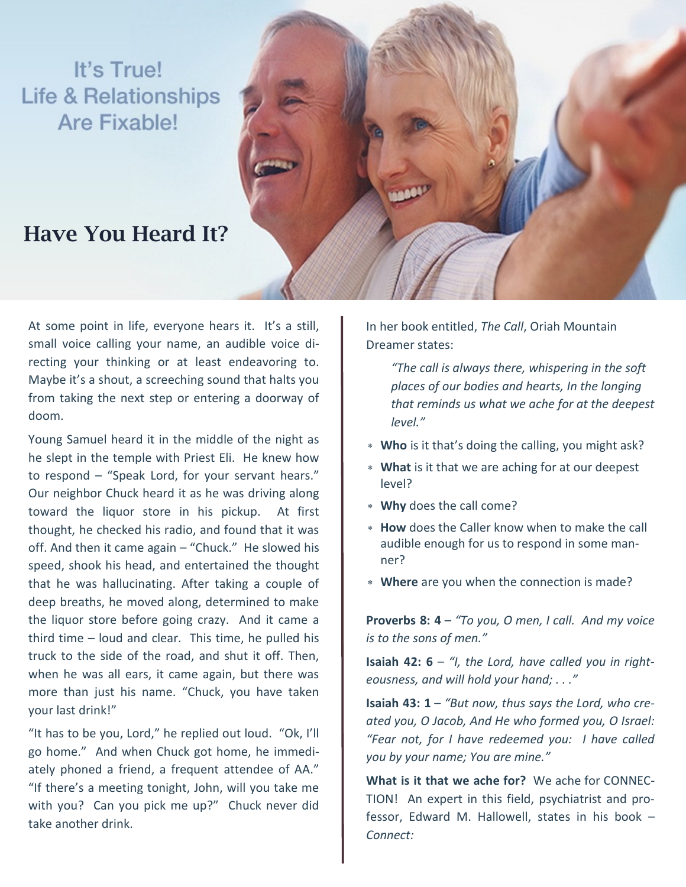It's True!
Life & Relationships
Are Fixable!

## Have You Heard It?

At some point in life, everyone hears it. It's a still, small voice calling your name, an audible voice directing your thinking or at least endeavoring to. Maybe it's a shout, a screeching sound that halts you from taking the next step or entering a doorway of doom.

Young Samuel heard it in the middle of the night as he slept in the temple with Priest Eli. He knew how to respond – "Speak Lord, for your servant hears." Our neighbor Chuck heard it as he was driving along toward the liquor store in his pickup. At first thought, he checked his radio, and found that it was off. And then it came again – "Chuck." He slowed his speed, shook his head, and entertained the thought that he was hallucinating. After taking a couple of deep breaths, he moved along, determined to make the liquor store before going crazy. And it came a third time – loud and clear. This time, he pulled his truck to the side of the road, and shut it off. Then, when he was all ears, it came again, but there was more than just his name. "Chuck, you have taken your last drink!"

"It has to be you, Lord," he replied out loud. "Ok, I'll go home." And when Chuck got home, he immediately phoned a friend, a frequent attendee of AA." "If there's a meeting tonight, John, will you take me with you? Can you pick me up?" Chuck never did take another drink.

In her book entitled, *The Call*, Oriah Mountain Dreamer states:

> *"The call is always there, whispering in the soft places of our bodies and hearts, In the longing that reminds us what we ache for at the deepest level."*

- **Who** is it that's doing the calling, you might ask?
- **What** is it that we are aching for at our deepest level?
- **Why** does the call come?
- **How** does the Caller know when to make the call audible enough for us to respond in some manner?
- **Where** are you when the connection is made?

**Proverbs 8: 4** – *"To you, O men, I call. And my voice is to the sons of men."*

**Isaiah 42: 6** – *"I, the Lord, have called you in righteousness, and will hold your hand; . . ."*

**Isaiah 43: 1** – *"But now, thus says the Lord, who created you, O Jacob, And He who formed you, O Israel: "Fear not, for I have redeemed you: I have called you by your name; You are mine."*

**What is it that we ache for?** We ache for CONNECTION! An expert in this field, psychiatrist and professor, Edward M. Hallowell, states in his book – *Connect:*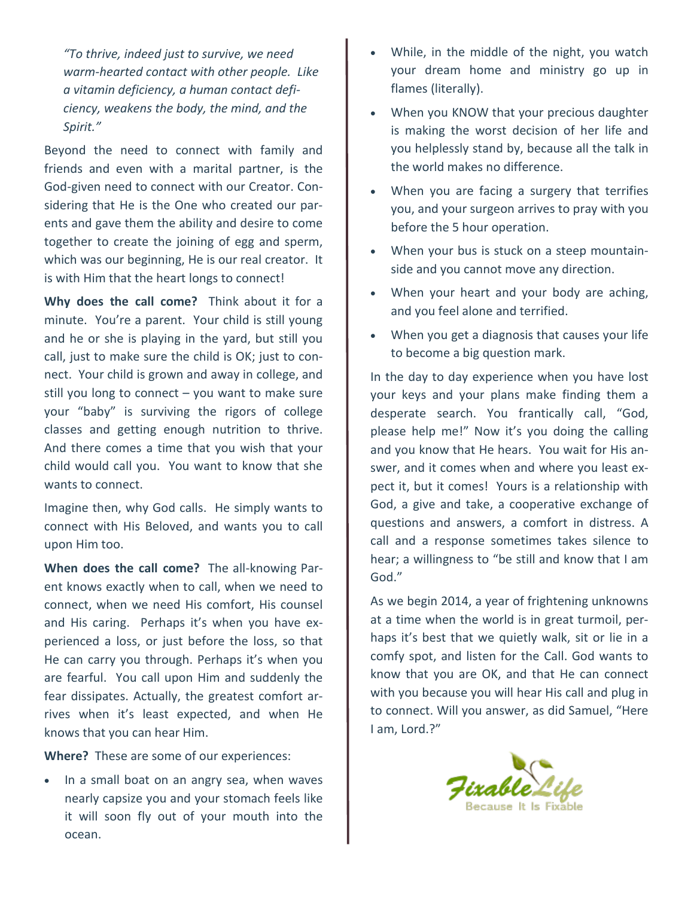*"To thrive, indeed just to survive, we need warm-hearted contact with other people. Like a vitamin deficiency, a human contact deficiency, weakens the body, the mind, and the Spirit."*

Beyond the need to connect with family and friends and even with a marital partner, is the God-given need to connect with our Creator. Considering that He is the One who created our parents and gave them the ability and desire to come together to create the joining of egg and sperm, which was our beginning, He is our real creator. It is with Him that the heart longs to connect!

**Why does the call come?** Think about it for a minute. You're a parent. Your child is still young and he or she is playing in the yard, but still you call, just to make sure the child is OK; just to connect. Your child is grown and away in college, and still you long to connect – you want to make sure your "baby" is surviving the rigors of college classes and getting enough nutrition to thrive. And there comes a time that you wish that your child would call you. You want to know that she wants to connect.

Imagine then, why God calls. He simply wants to connect with His Beloved, and wants you to call upon Him too.

**When does the call come?** The all-knowing Parent knows exactly when to call, when we need to connect, when we need His comfort, His counsel and His caring. Perhaps it's when you have experienced a loss, or just before the loss, so that He can carry you through. Perhaps it's when you are fearful. You call upon Him and suddenly the fear dissipates. Actually, the greatest comfort arrives when it's least expected, and when He knows that you can hear Him.

**Where?** These are some of our experiences:

- In a small boat on an angry sea, when waves nearly capsize you and your stomach feels like it will soon fly out of your mouth into the ocean.
- While, in the middle of the night, you watch your dream home and ministry go up in flames (literally).
- When you KNOW that your precious daughter is making the worst decision of her life and you helplessly stand by, because all the talk in the world makes no difference.
- When you are facing a surgery that terrifies you, and your surgeon arrives to pray with you before the 5 hour operation.
- When your bus is stuck on a steep mountainside and you cannot move any direction.
- When your heart and your body are aching, and you feel alone and terrified.
- When you get a diagnosis that causes your life to become a big question mark.

In the day to day experience when you have lost your keys and your plans make finding them a desperate search. You frantically call, "God, please help me!" Now it's you doing the calling and you know that He hears. You wait for His answer, and it comes when and where you least expect it, but it comes! Yours is a relationship with God, a give and take, a cooperative exchange of questions and answers, a comfort in distress. A call and a response sometimes takes silence to hear; a willingness to "be still and know that I am God."

As we begin 2014, a year of frightening unknowns at a time when the world is in great turmoil, perhaps it's best that we quietly walk, sit or lie in a comfy spot, and listen for the Call. God wants to know that you are OK, and that He can connect with you because you will hear His call and plug in to connect. Will you answer, as did Samuel, "Here I am, Lord.?"

FixableLife
Because It Is Fixable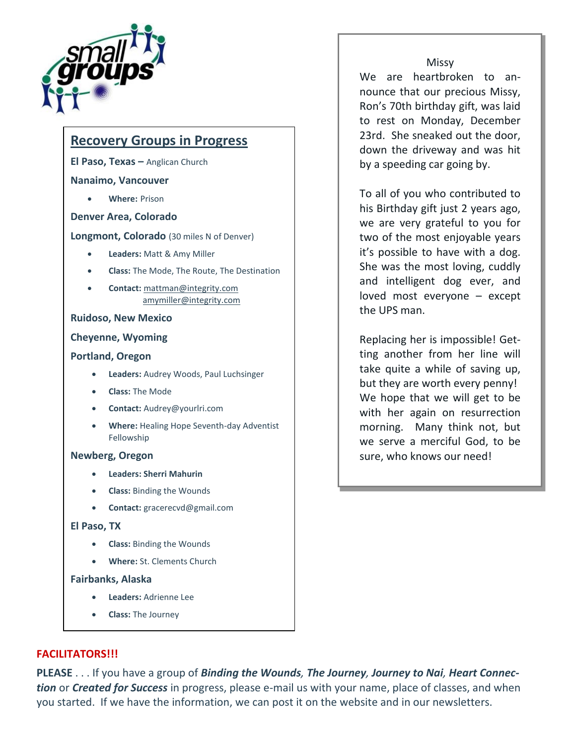## Recovery Groups in Progress

**El Paso, Texas –** Anglican Church

**Nanaimo, Vancouver**

- **Where:** Prison

**Denver Area, Colorado**

**Longmont, Colorado** (30 miles N of Denver)

- **Leaders:** Matt & Amy Miller
- **Class:** The Mode, The Route, The Destination
- **Contact:** mattman@integrity.com
  amymiller@integrity.com

**Ruidoso, New Mexico**

**Cheyenne, Wyoming**

**Portland, Oregon**

- **Leaders:** Audrey Woods, Paul Luchsinger
- **Class:** The Mode
- **Contact:** Audrey@yourlri.com
- **Where:** Healing Hope Seventh-day Adventist Fellowship

**Newberg, Oregon**

- **Leaders: Sherri Mahurin**
- **Class:** Binding the Wounds
- **Contact:** gracerecvd@gmail.com

**El Paso, TX**

- **Class:** Binding the Wounds
- **Where:** St. Clements Church

**Fairbanks, Alaska**

- **Leaders:** Adrienne Lee
- **Class:** The Journey

Missy

We are heartbroken to announce that our precious Missy, Ron's 70th birthday gift, was laid to rest on Monday, December 23rd. She sneaked out the door, down the driveway and was hit by a speeding car going by.

To all of you who contributed to his Birthday gift just 2 years ago, we are very grateful to you for two of the most enjoyable years it's possible to have with a dog. She was the most loving, cuddly and intelligent dog ever, and loved most everyone – except the UPS man.

Replacing her is impossible! Getting another from her line will take quite a while of saving up, but they are worth every penny! We hope that we will get to be with her again on resurrection morning. Many think not, but we serve a merciful God, to be sure, who knows our need!

**FACILITATORS!!!**

**PLEASE** . . . If you have a group of ***Binding the Wounds, The Journey, Journey to Nai, Heart Connection*** or ***Created for Success*** in progress, please e-mail us with your name, place of classes, and when you started. If we have the information, we can post it on the website and in our newsletters.